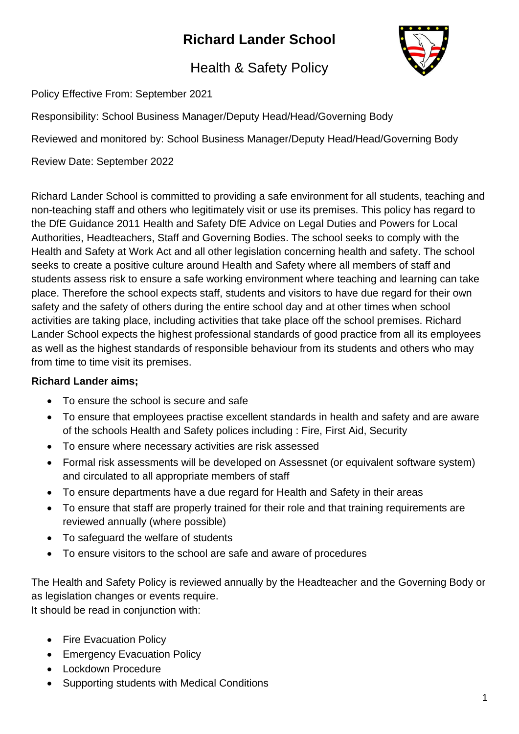# Richard Lander School

## Health & Safety Policy

Policy Effective From: September 2021

Responsibility: School Business Manager/Deputy Head/Head/Governing Body

Reviewed and monitored by: School Business Manager/Deputy Head/Head/Governing Body

Review Date: September 2022

Richard Lander School is committed to providing a safe environment for all students, teaching and non-teaching staff and others who legitimately visit or use its premises. This policy has regard to the DfE Guidance 2011 Health and Safety DfE Advice on Legal Duties and Powers for Local Authorities, Headteachers, Staff and Governing Bodies. The school seeks to comply with the Health and Safety at Work Act and all other legislation concerning health and safety. The school seeks to create a positive culture around Health and Safety where all members of staff and students assess risk to ensure a safe working environment where teaching and learning can take place. Therefore the school expects staff, students and visitors to have due regard for their own safety and the safety of others during the entire school day and at other times when school activities are taking place, including activities that take place off the school premises. Richard Lander School expects the highest professional standards of good practice from all its employees as well as the highest standards of responsible behaviour from its students and others who may from time to time visit its premises.

**Richard Lander aims;**

- To ensure the school is secure and safe
- To ensure that employees practise excellent standards in health and safety and are aware of the schools Health and Safety polices including : Fire, First Aid, Security
- To ensure where necessary activities are risk assessed
- Formal risk assessments will be developed on Assessnet (or equivalent software system) and circulated to all appropriate members of staff
- To ensure departments have a due regard for Health and Safety in their areas
- To ensure that staff are properly trained for their role and that training requirements are reviewed annually (where possible)
- To safeguard the welfare of students
- To ensure visitors to the school are safe and aware of procedures

The Health and Safety Policy is reviewed annually by the Headteacher and the Governing Body or as legislation changes or events require.
It should be read in conjunction with:

- Fire Evacuation Policy
- Emergency Evacuation Policy
- Lockdown Procedure
- Supporting students with Medical Conditions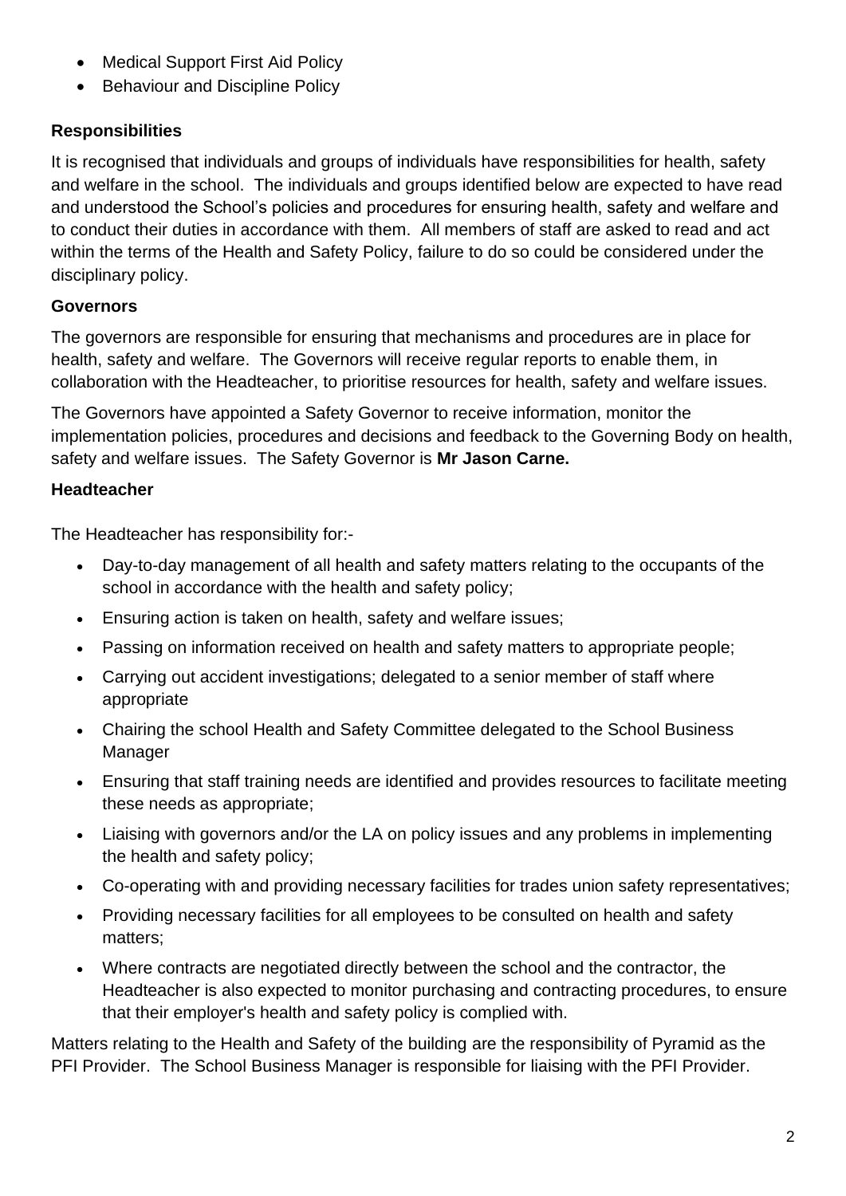- Medical Support First Aid Policy
- Behaviour and Discipline Policy

### Responsibilities

It is recognised that individuals and groups of individuals have responsibilities for health, safety and welfare in the school. The individuals and groups identified below are expected to have read and understood the School's policies and procedures for ensuring health, safety and welfare and to conduct their duties in accordance with them. All members of staff are asked to read and act within the terms of the Health and Safety Policy, failure to do so could be considered under the disciplinary policy.

### Governors

The governors are responsible for ensuring that mechanisms and procedures are in place for health, safety and welfare. The Governors will receive regular reports to enable them, in collaboration with the Headteacher, to prioritise resources for health, safety and welfare issues.

The Governors have appointed a Safety Governor to receive information, monitor the implementation policies, procedures and decisions and feedback to the Governing Body on health, safety and welfare issues. The Safety Governor is **Mr Jason Carne.**

### Headteacher

The Headteacher has responsibility for:-

- Day-to-day management of all health and safety matters relating to the occupants of the school in accordance with the health and safety policy;
- Ensuring action is taken on health, safety and welfare issues;
- Passing on information received on health and safety matters to appropriate people;
- Carrying out accident investigations; delegated to a senior member of staff where appropriate
- Chairing the school Health and Safety Committee delegated to the School Business Manager
- Ensuring that staff training needs are identified and provides resources to facilitate meeting these needs as appropriate;
- Liaising with governors and/or the LA on policy issues and any problems in implementing the health and safety policy;
- Co-operating with and providing necessary facilities for trades union safety representatives;
- Providing necessary facilities for all employees to be consulted on health and safety matters;
- Where contracts are negotiated directly between the school and the contractor, the Headteacher is also expected to monitor purchasing and contracting procedures, to ensure that their employer's health and safety policy is complied with.

Matters relating to the Health and Safety of the building are the responsibility of Pyramid as the PFI Provider. The School Business Manager is responsible for liaising with the PFI Provider.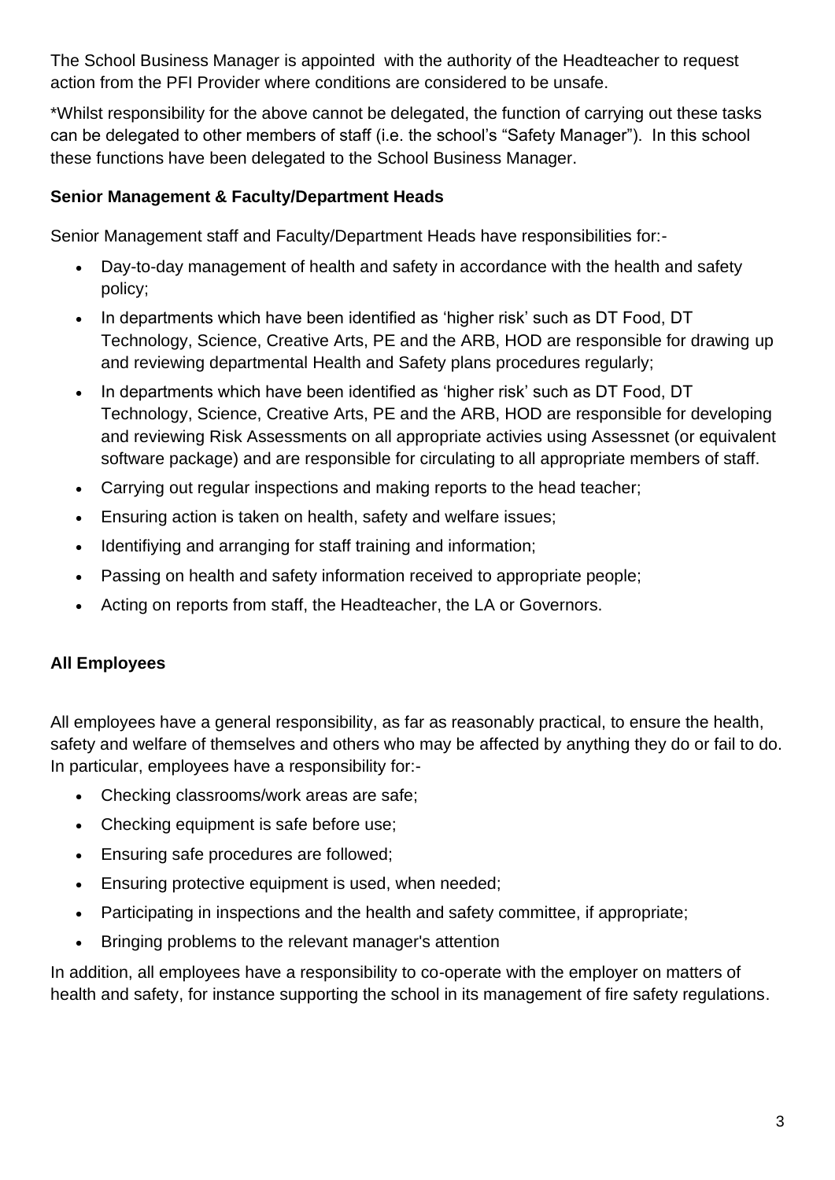The School Business Manager is appointed  with the authority of the Headteacher to request action from the PFI Provider where conditions are considered to be unsafe.

*Whilst responsibility for the above cannot be delegated, the function of carrying out these tasks can be delegated to other members of staff (i.e. the school's "Safety Manager"). In this school these functions have been delegated to the School Business Manager.

**Senior Management & Faculty/Department Heads**

Senior Management staff and Faculty/Department Heads have responsibilities for:-

- Day-to-day management of health and safety in accordance with the health and safety policy;
- In departments which have been identified as 'higher risk' such as DT Food, DT Technology, Science, Creative Arts, PE and the ARB, HOD are responsible for drawing up and reviewing departmental Health and Safety plans procedures regularly;
- In departments which have been identified as 'higher risk' such as DT Food, DT Technology, Science, Creative Arts, PE and the ARB, HOD are responsible for developing and reviewing Risk Assessments on all appropriate activies using Assessnet (or equivalent software package) and are responsible for circulating to all appropriate members of staff.
- Carrying out regular inspections and making reports to the head teacher;
- Ensuring action is taken on health, safety and welfare issues;
- Identifiying and arranging for staff training and information;
- Passing on health and safety information received to appropriate people;
- Acting on reports from staff, the Headteacher, the LA or Governors.

**All Employees**

All employees have a general responsibility, as far as reasonably practical, to ensure the health, safety and welfare of themselves and others who may be affected by anything they do or fail to do. In particular, employees have a responsibility for:-

- Checking classrooms/work areas are safe;
- Checking equipment is safe before use;
- Ensuring safe procedures are followed;
- Ensuring protective equipment is used, when needed;
- Participating in inspections and the health and safety committee, if appropriate;
- Bringing problems to the relevant manager's attention

In addition, all employees have a responsibility to co-operate with the employer on matters of health and safety, for instance supporting the school in its management of fire safety regulations.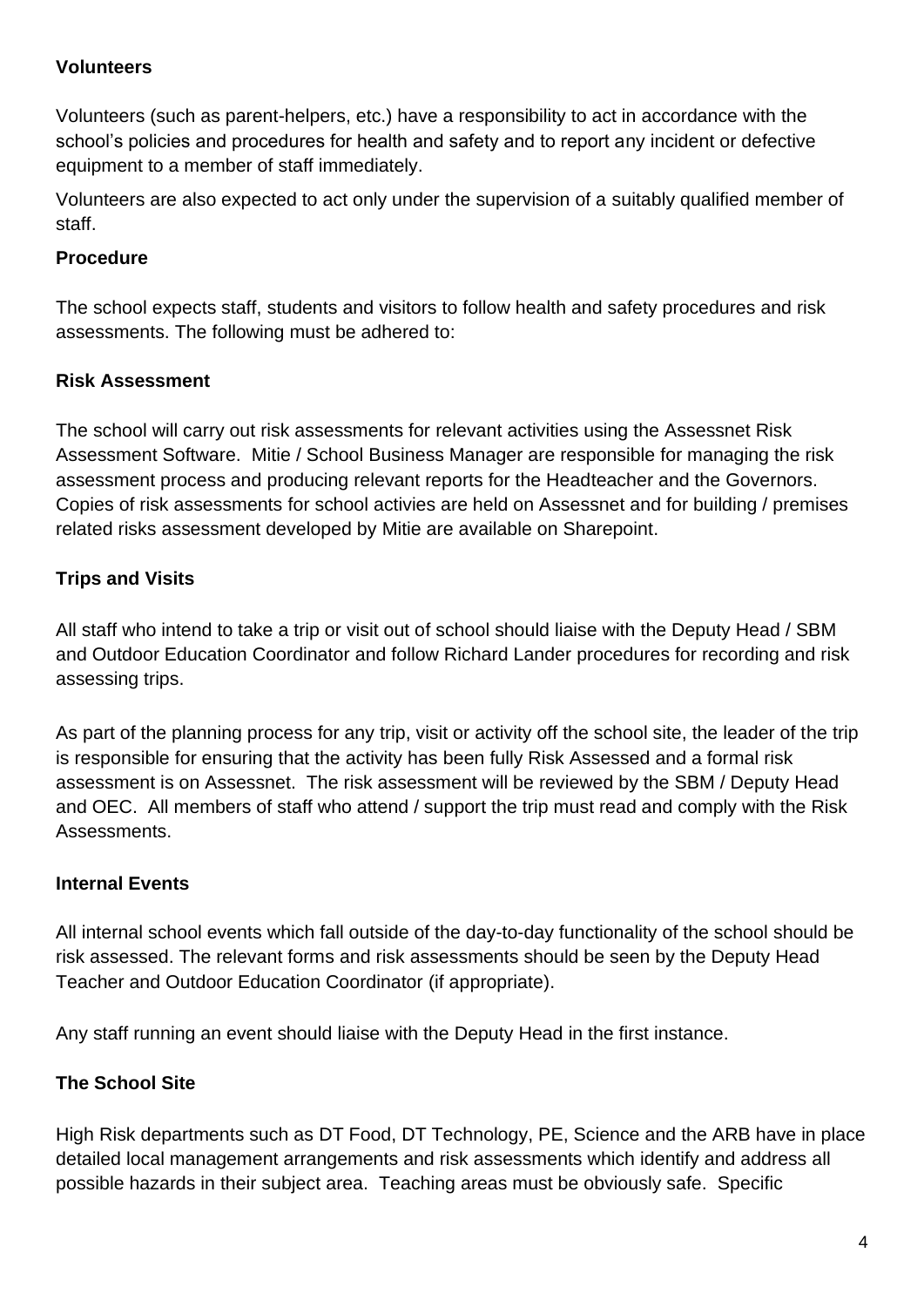**Volunteers**

Volunteers (such as parent-helpers, etc.) have a responsibility to act in accordance with the school's policies and procedures for health and safety and to report any incident or defective equipment to a member of staff immediately.

Volunteers are also expected to act only under the supervision of a suitably qualified member of staff.

**Procedure**

The school expects staff, students and visitors to follow health and safety procedures and risk assessments. The following must be adhered to:

**Risk Assessment**

The school will carry out risk assessments for relevant activities using the Assessnet Risk Assessment Software. Mitie / School Business Manager are responsible for managing the risk assessment process and producing relevant reports for the Headteacher and the Governors. Copies of risk assessments for school activies are held on Assessnet and for building / premises related risks assessment developed by Mitie are available on Sharepoint.

**Trips and Visits**

All staff who intend to take a trip or visit out of school should liaise with the Deputy Head / SBM and Outdoor Education Coordinator and follow Richard Lander procedures for recording and risk assessing trips.

As part of the planning process for any trip, visit or activity off the school site, the leader of the trip is responsible for ensuring that the activity has been fully Risk Assessed and a formal risk assessment is on Assessnet. The risk assessment will be reviewed by the SBM / Deputy Head and OEC. All members of staff who attend / support the trip must read and comply with the Risk Assessments.

**Internal Events**

All internal school events which fall outside of the day-to-day functionality of the school should be risk assessed. The relevant forms and risk assessments should be seen by the Deputy Head Teacher and Outdoor Education Coordinator (if appropriate).

Any staff running an event should liaise with the Deputy Head in the first instance.

**The School Site**

High Risk departments such as DT Food, DT Technology, PE, Science and the ARB have in place detailed local management arrangements and risk assessments which identify and address all possible hazards in their subject area. Teaching areas must be obviously safe. Specific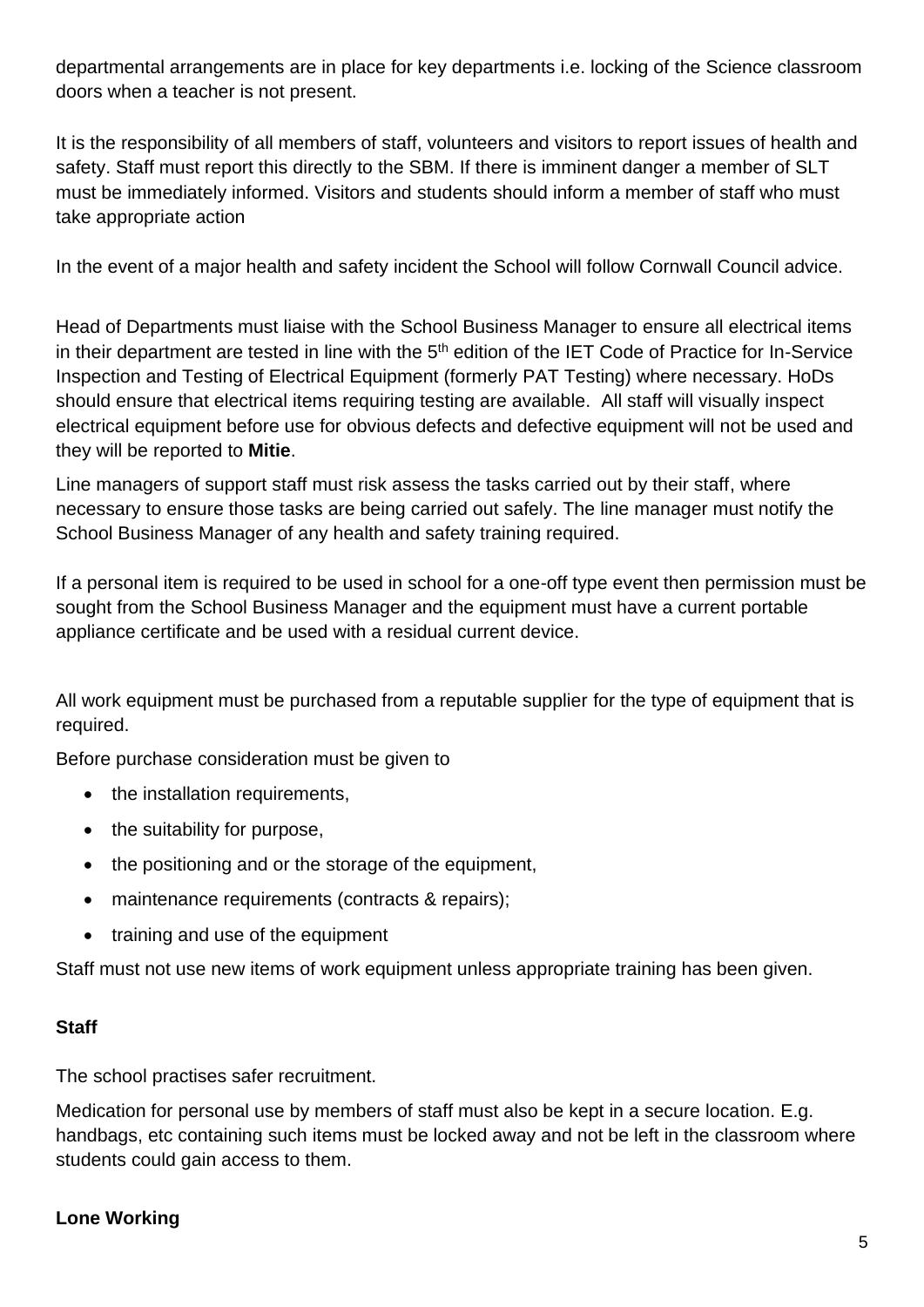departmental arrangements are in place for key departments i.e. locking of the Science classroom doors when a teacher is not present.

It is the responsibility of all members of staff, volunteers and visitors to report issues of health and safety. Staff must report this directly to the SBM. If there is imminent danger a member of SLT must be immediately informed. Visitors and students should inform a member of staff who must take appropriate action

In the event of a major health and safety incident the School will follow Cornwall Council advice.

Head of Departments must liaise with the School Business Manager to ensure all electrical items in their department are tested in line with the 5th edition of the IET Code of Practice for In-Service Inspection and Testing of Electrical Equipment (formerly PAT Testing) where necessary. HoDs should ensure that electrical items requiring testing are available. All staff will visually inspect electrical equipment before use for obvious defects and defective equipment will not be used and they will be reported to **Mitie**.

Line managers of support staff must risk assess the tasks carried out by their staff, where necessary to ensure those tasks are being carried out safely. The line manager must notify the School Business Manager of any health and safety training required.

If a personal item is required to be used in school for a one-off type event then permission must be sought from the School Business Manager and the equipment must have a current portable appliance certificate and be used with a residual current device.

All work equipment must be purchased from a reputable supplier for the type of equipment that is required.

Before purchase consideration must be given to

- the installation requirements,
- the suitability for purpose,
- the positioning and or the storage of the equipment,
- maintenance requirements (contracts & repairs);
- training and use of the equipment

Staff must not use new items of work equipment unless appropriate training has been given.

**Staff**

The school practises safer recruitment.

Medication for personal use by members of staff must also be kept in a secure location. E.g. handbags, etc containing such items must be locked away and not be left in the classroom where students could gain access to them.

**Lone Working**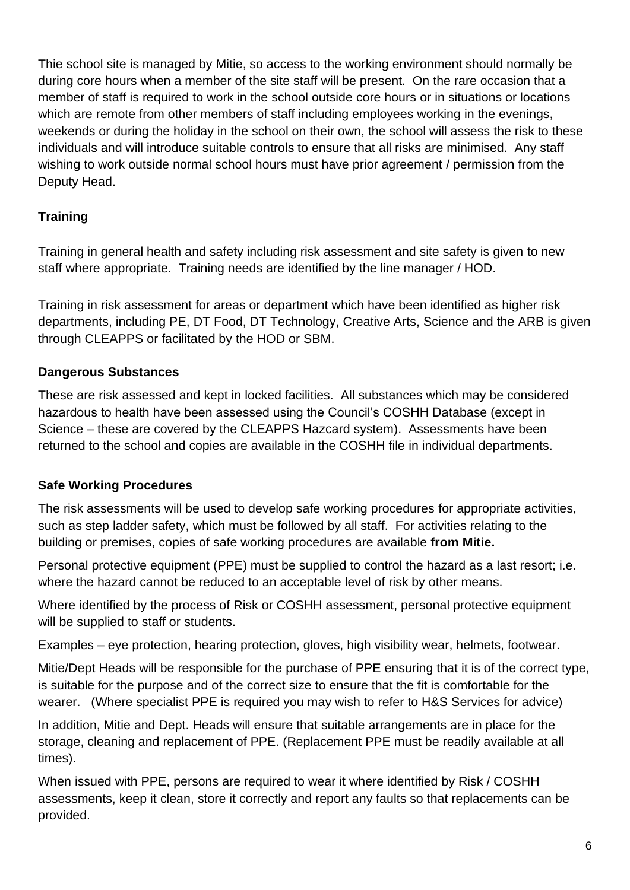Thie school site is managed by Mitie, so access to the working environment should normally be during core hours when a member of the site staff will be present. On the rare occasion that a member of staff is required to work in the school outside core hours or in situations or locations which are remote from other members of staff including employees working in the evenings, weekends or during the holiday in the school on their own, the school will assess the risk to these individuals and will introduce suitable controls to ensure that all risks are minimised. Any staff wishing to work outside normal school hours must have prior agreement / permission from the Deputy Head.

**Training**

Training in general health and safety including risk assessment and site safety is given to new staff where appropriate. Training needs are identified by the line manager / HOD.

Training in risk assessment for areas or department which have been identified as higher risk departments, including PE, DT Food, DT Technology, Creative Arts, Science and the ARB is given through CLEAPPS or facilitated by the HOD or SBM.

**Dangerous Substances**

These are risk assessed and kept in locked facilities. All substances which may be considered hazardous to health have been assessed using the Council's COSHH Database (except in Science – these are covered by the CLEAPPS Hazcard system). Assessments have been returned to the school and copies are available in the COSHH file in individual departments.

**Safe Working Procedures**

The risk assessments will be used to develop safe working procedures for appropriate activities, such as step ladder safety, which must be followed by all staff. For activities relating to the building or premises, copies of safe working procedures are available **from Mitie.**

Personal protective equipment (PPE) must be supplied to control the hazard as a last resort; i.e. where the hazard cannot be reduced to an acceptable level of risk by other means.

Where identified by the process of Risk or COSHH assessment, personal protective equipment will be supplied to staff or students.

Examples – eye protection, hearing protection, gloves, high visibility wear, helmets, footwear.

Mitie/Dept Heads will be responsible for the purchase of PPE ensuring that it is of the correct type, is suitable for the purpose and of the correct size to ensure that the fit is comfortable for the wearer. (Where specialist PPE is required you may wish to refer to H&S Services for advice)

In addition, Mitie and Dept. Heads will ensure that suitable arrangements are in place for the storage, cleaning and replacement of PPE. (Replacement PPE must be readily available at all times).

When issued with PPE, persons are required to wear it where identified by Risk / COSHH assessments, keep it clean, store it correctly and report any faults so that replacements can be provided.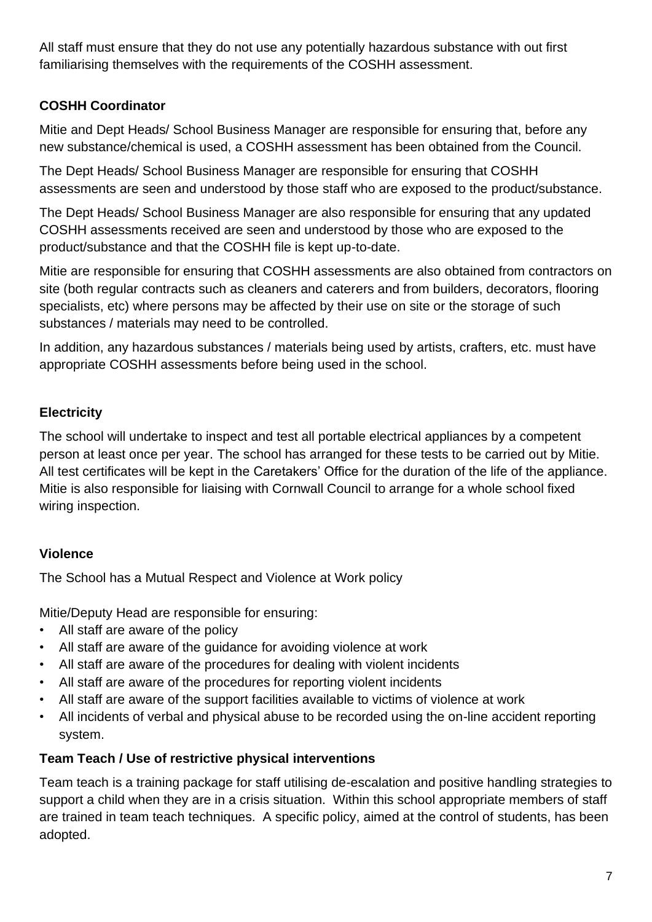All staff must ensure that they do not use any potentially hazardous substance with out first familiarising themselves with the requirements of the COSHH assessment.

**COSHH Coordinator**

Mitie and Dept Heads/ School Business Manager are responsible for ensuring that, before any new substance/chemical is used, a COSHH assessment has been obtained from the Council.

The Dept Heads/ School Business Manager are responsible for ensuring that COSHH assessments are seen and understood by those staff who are exposed to the product/substance.

The Dept Heads/ School Business Manager are also responsible for ensuring that any updated COSHH assessments received are seen and understood by those who are exposed to the product/substance and that the COSHH file is kept up-to-date.

Mitie are responsible for ensuring that COSHH assessments are also obtained from contractors on site (both regular contracts such as cleaners and caterers and from builders, decorators, flooring specialists, etc) where persons may be affected by their use on site or the storage of such substances / materials may need to be controlled.

In addition, any hazardous substances / materials being used by artists, crafters, etc. must have appropriate COSHH assessments before being used in the school.

**Electricity**

The school will undertake to inspect and test all portable electrical appliances by a competent person at least once per year. The school has arranged for these tests to be carried out by Mitie. All test certificates will be kept in the Caretakers' Office for the duration of the life of the appliance. Mitie is also responsible for liaising with Cornwall Council to arrange for a whole school fixed wiring inspection.

**Violence**

The School has a Mutual Respect and Violence at Work policy

Mitie/Deputy Head are responsible for ensuring:

- All staff are aware of the policy
- All staff are aware of the guidance for avoiding violence at work
- All staff are aware of the procedures for dealing with violent incidents
- All staff are aware of the procedures for reporting violent incidents
- All staff are aware of the support facilities available to victims of violence at work
- All incidents of verbal and physical abuse to be recorded using the on-line accident reporting system.

**Team Teach / Use of restrictive physical interventions**

Team teach is a training package for staff utilising de-escalation and positive handling strategies to support a child when they are in a crisis situation. Within this school appropriate members of staff are trained in team teach techniques. A specific policy, aimed at the control of students, has been adopted.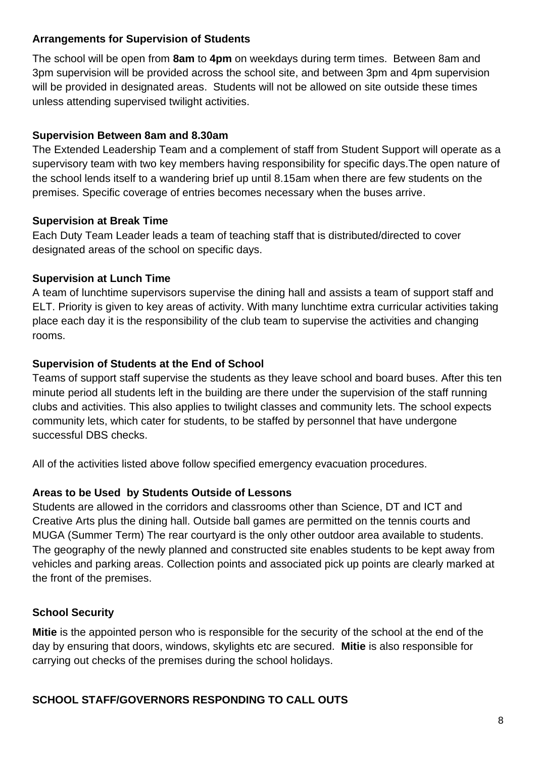**Arrangements for Supervision of Students**

The school will be open from **8am** to **4pm** on weekdays during term times. Between 8am and 3pm supervision will be provided across the school site, and between 3pm and 4pm supervision will be provided in designated areas. Students will not be allowed on site outside these times unless attending supervised twilight activities.

**Supervision Between 8am and 8.30am**

The Extended Leadership Team and a complement of staff from Student Support will operate as a supervisory team with two key members having responsibility for specific days.The open nature of the school lends itself to a wandering brief up until 8.15am when there are few students on the premises. Specific coverage of entries becomes necessary when the buses arrive.

**Supervision at Break Time**

Each Duty Team Leader leads a team of teaching staff that is distributed/directed to cover designated areas of the school on specific days.

**Supervision at Lunch Time**

A team of lunchtime supervisors supervise the dining hall and assists a team of support staff and ELT. Priority is given to key areas of activity. With many lunchtime extra curricular activities taking place each day it is the responsibility of the club team to supervise the activities and changing rooms.

**Supervision of Students at the End of School**

Teams of support staff supervise the students as they leave school and board buses. After this ten minute period all students left in the building are there under the supervision of the staff running clubs and activities. This also applies to twilight classes and community lets. The school expects community lets, which cater for students, to be staffed by personnel that have undergone successful DBS checks.

All of the activities listed above follow specified emergency evacuation procedures.

**Areas to be Used by Students Outside of Lessons**

Students are allowed in the corridors and classrooms other than Science, DT and ICT and Creative Arts plus the dining hall. Outside ball games are permitted on the tennis courts and MUGA (Summer Term) The rear courtyard is the only other outdoor area available to students. The geography of the newly planned and constructed site enables students to be kept away from vehicles and parking areas. Collection points and associated pick up points are clearly marked at the front of the premises.

**School Security**

**Mitie** is the appointed person who is responsible for the security of the school at the end of the day by ensuring that doors, windows, skylights etc are secured. **Mitie** is also responsible for carrying out checks of the premises during the school holidays.

**SCHOOL STAFF/GOVERNORS RESPONDING TO CALL OUTS**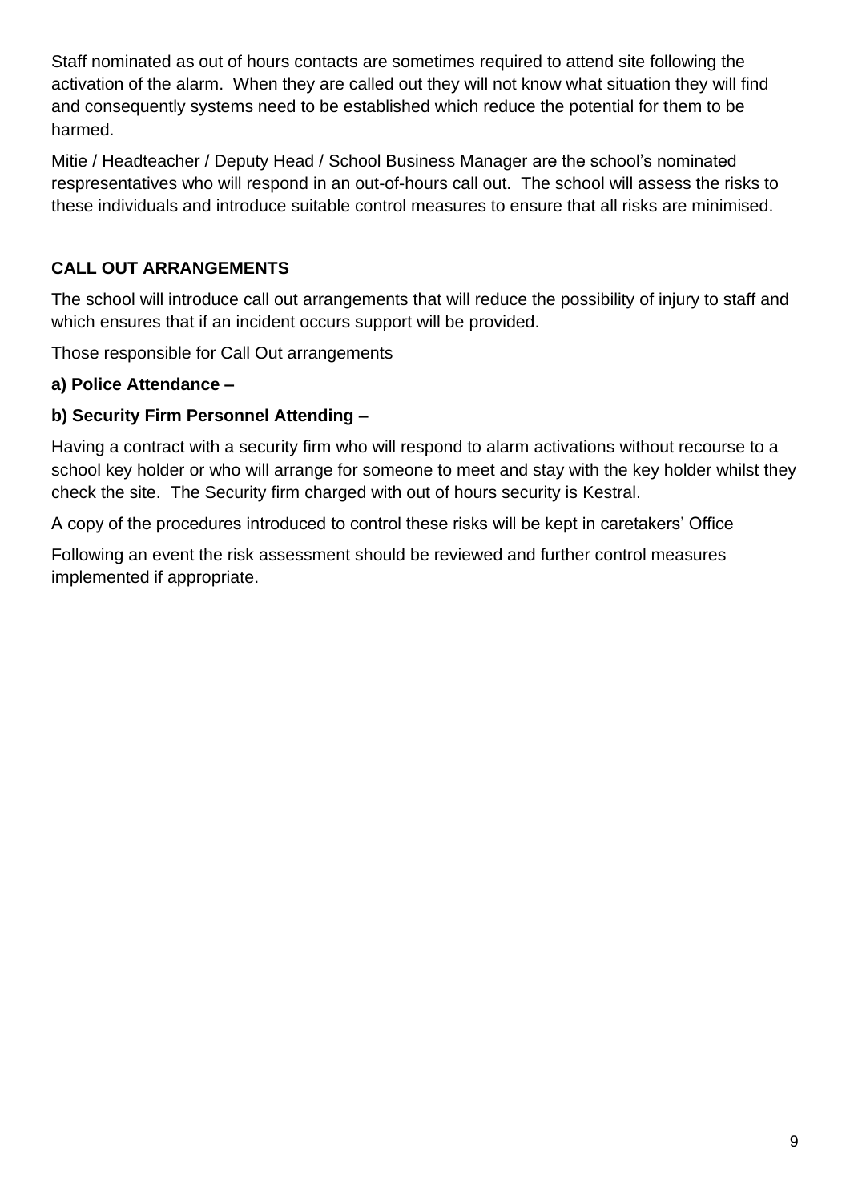Staff nominated as out of hours contacts are sometimes required to attend site following the activation of the alarm. When they are called out they will not know what situation they will find and consequently systems need to be established which reduce the potential for them to be harmed.

Mitie / Headteacher / Deputy Head / School Business Manager are the school's nominated respresentatives who will respond in an out-of-hours call out. The school will assess the risks to these individuals and introduce suitable control measures to ensure that all risks are minimised.

## CALL OUT ARRANGEMENTS

The school will introduce call out arrangements that will reduce the possibility of injury to staff and which ensures that if an incident occurs support will be provided.

Those responsible for Call Out arrangements

**a) Police Attendance –**

**b) Security Firm Personnel Attending –**

Having a contract with a security firm who will respond to alarm activations without recourse to a school key holder or who will arrange for someone to meet and stay with the key holder whilst they check the site. The Security firm charged with out of hours security is Kestral.

A copy of the procedures introduced to control these risks will be kept in caretakers' Office

Following an event the risk assessment should be reviewed and further control measures implemented if appropriate.